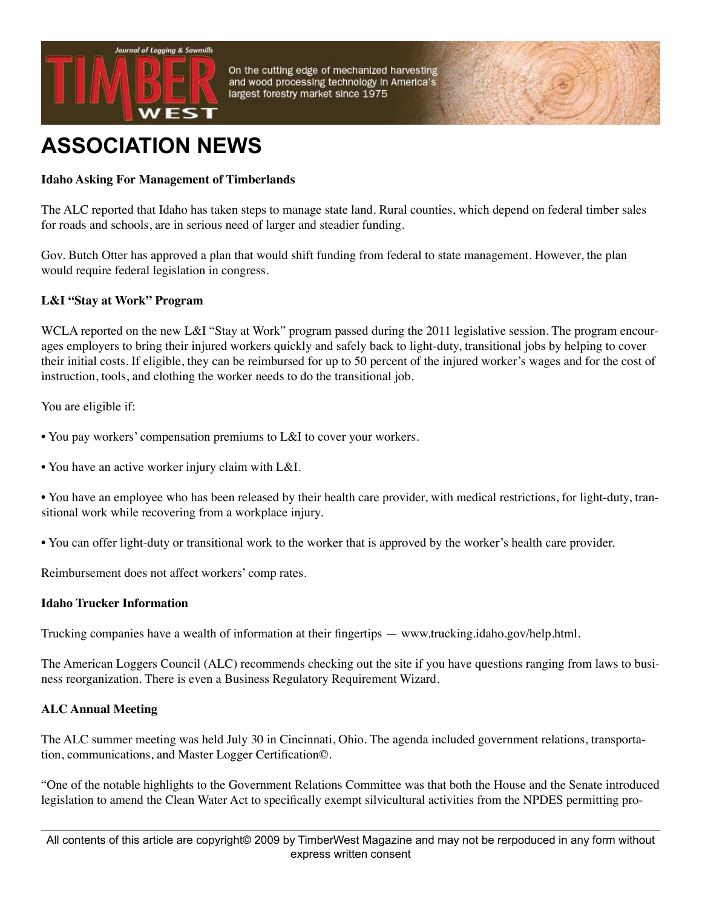# ASSOCIATION NEWS

**Idaho Asking For Management of Timberlands**

The ALC reported that Idaho has taken steps to manage state land. Rural counties, which depend on federal timber sales for roads and schools, are in serious need of larger and steadier funding.

Gov. Butch Otter has approved a plan that would shift funding from federal to state management. However, the plan would require federal legislation in congress.

**L&I "Stay at Work" Program**

WCLA reported on the new L&I "Stay at Work" program passed during the 2011 legislative session. The program encourages employers to bring their injured workers quickly and safely back to light-duty, transitional jobs by helping to cover their initial costs. If eligible, they can be reimbursed for up to 50 percent of the injured worker's wages and for the cost of instruction, tools, and clothing the worker needs to do the transitional job.

You are eligible if:

- You pay workers' compensation premiums to L&I to cover your workers.
- You have an active worker injury claim with L&I.
- You have an employee who has been released by their health care provider, with medical restrictions, for light-duty, transitional work while recovering from a workplace injury.
- You can offer light-duty or transitional work to the worker that is approved by the worker's health care provider.

Reimbursement does not affect workers' comp rates.

**Idaho Trucker Information**

Trucking companies have a wealth of information at their fingertips — www.trucking.idaho.gov/help.html.

The American Loggers Council (ALC) recommends checking out the site if you have questions ranging from laws to business reorganization. There is even a Business Regulatory Requirement Wizard.

**ALC Annual Meeting**

The ALC summer meeting was held July 30 in Cincinnati, Ohio. The agenda included government relations, transportation, communications, and Master Logger Certification©.

"One of the notable highlights to the Government Relations Committee was that both the House and the Senate introduced legislation to amend the Clean Water Act to specifically exempt silvicultural activities from the NPDES permitting pro-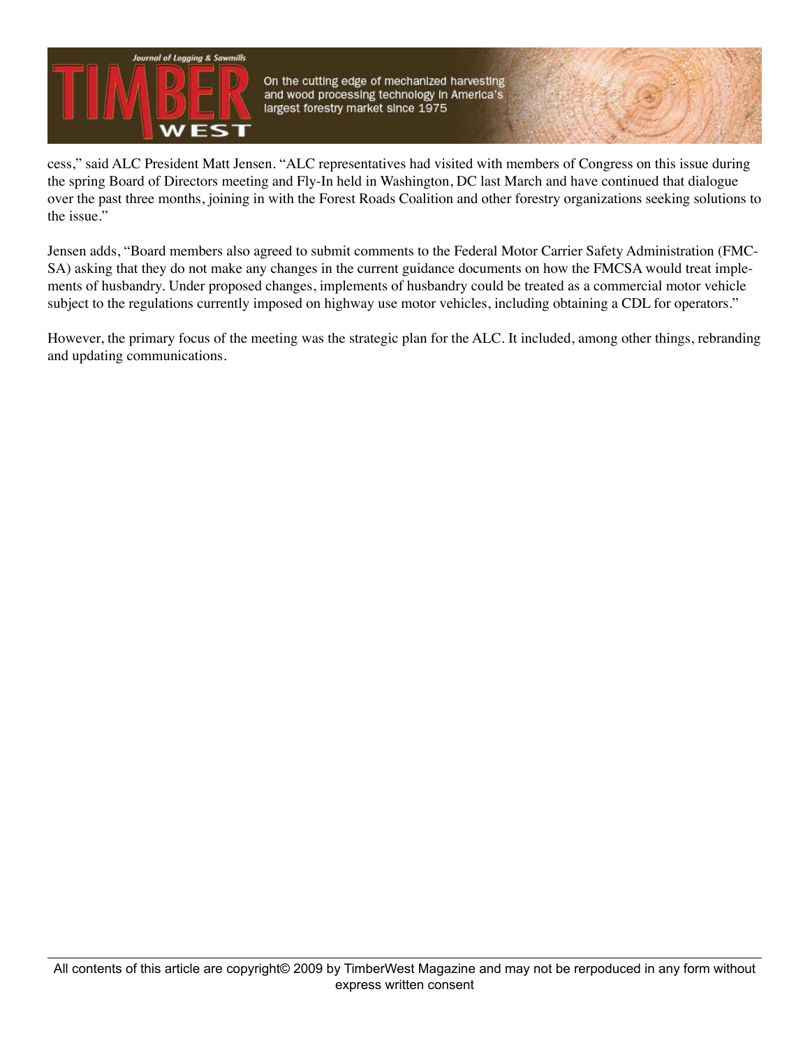cess," said ALC President Matt Jensen. "ALC representatives had visited with members of Congress on this issue during the spring Board of Directors meeting and Fly-In held in Washington, DC last March and have continued that dialogue over the past three months, joining in with the Forest Roads Coalition and other forestry organizations seeking solutions to the issue."

Jensen adds, "Board members also agreed to submit comments to the Federal Motor Carrier Safety Administration (FMCSA) asking that they do not make any changes in the current guidance documents on how the FMCSA would treat implements of husbandry. Under proposed changes, implements of husbandry could be treated as a commercial motor vehicle subject to the regulations currently imposed on highway use motor vehicles, including obtaining a CDL for operators."

However, the primary focus of the meeting was the strategic plan for the ALC. It included, among other things, rebranding and updating communications.